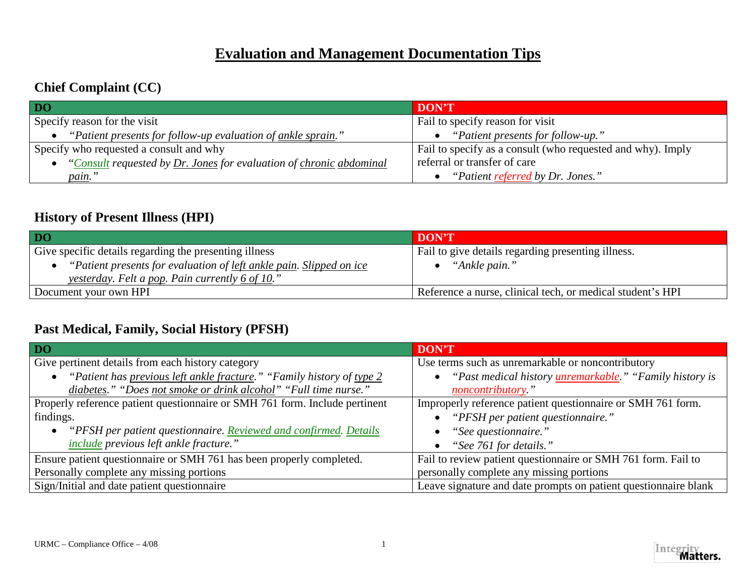# Evaluation and Management Documentation Tips

## Chief Complaint (CC)

| DO | DON'T |
| --- | --- |
| Specify reason for the visit<br>• *"Patient presents for follow-up evaluation of ankle sprain."* | Fail to specify reason for visit<br>• *"Patient presents for follow-up."* |
| Specify who requested a consult and why<br>• *"Consult requested by Dr. Jones for evaluation of chronic abdominal pain."* | Fail to specify as a consult (who requested and why). Imply referral or transfer of care<br>• *"Patient referred by Dr. Jones."* |

## History of Present Illness (HPI)

| DO | DON'T |
| --- | --- |
| Give specific details regarding the presenting illness<br>• *"Patient presents for evaluation of left ankle pain. Slipped on ice yesterday. Felt a pop. Pain currently 6 of 10."* | Fail to give details regarding presenting illness.<br>• *"Ankle pain."* |
| Document your own HPI | Reference a nurse, clinical tech, or medical student's HPI |

## Past Medical, Family, Social History (PFSH)

| DO | DON'T |
| --- | --- |
| Give pertinent details from each history category<br>• *"Patient has previous left ankle fracture." "Family history of type 2 diabetes." "Does not smoke or drink alcohol" "Full time nurse."* | Use terms such as unremarkable or noncontributory<br>• *"Past medical history unremarkable." "Family history is noncontributory."* |
| Properly reference patient questionnaire or SMH 761 form. Include pertinent findings.<br>• *"PFSH per patient questionnaire. Reviewed and confirmed. Details include previous left ankle fracture."* | Improperly reference patient questionnaire or SMH 761 form.<br>• *"PFSH per patient questionnaire."*<br>• *"See questionnaire."*<br>• *"See 761 for details."* |
| Ensure patient questionnaire or SMH 761 has been properly completed. Personally complete any missing portions | Fail to review patient questionnaire or SMH 761 form. Fail to personally complete any missing portions |
| Sign/Initial and date patient questionnaire | Leave signature and date prompts on patient questionnaire blank |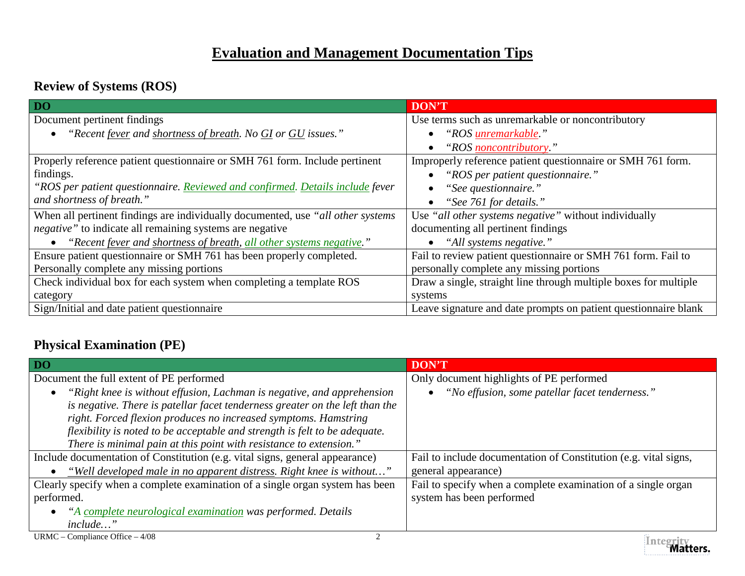# Evaluation and Management Documentation Tips

## Review of Systems (ROS)

| DO | DON'T |
|---|---|
| Document pertinent findings<br>• *"Recent fever and shortness of breath. No GI or GU issues."* | Use terms such as unremarkable or noncontributory<br>• *"ROS unremarkable."*<br>• *"ROS noncontributory."* |
| Properly reference patient questionnaire or SMH 761 form. Include pertinent findings.<br>*"ROS per patient questionnaire. Reviewed and confirmed. Details include fever and shortness of breath."* | Improperly reference patient questionnaire or SMH 761 form.<br>• *"ROS per patient questionnaire."*<br>• *"See questionnaire."*<br>• *"See 761 for details."* |
| When all pertinent findings are individually documented, use *"all other systems negative"* to indicate all remaining systems are negative<br>• *"Recent fever and shortness of breath, all other systems negative."* | Use *"all other systems negative"* without individually documenting all pertinent findings<br>• *"All systems negative."* |
| Ensure patient questionnaire or SMH 761 has been properly completed. Personally complete any missing portions | Fail to review patient questionnaire or SMH 761 form. Fail to personally complete any missing portions |
| Check individual box for each system when completing a template ROS category | Draw a single, straight line through multiple boxes for multiple systems |
| Sign/Initial and date patient questionnaire | Leave signature and date prompts on patient questionnaire blank |

## Physical Examination (PE)

| DO | DON'T |
|---|---|
| Document the full extent of PE performed<br>• *"Right knee is without effusion, Lachman is negative, and apprehension is negative. There is patellar facet tenderness greater on the left than the right. Forced flexion produces no increased symptoms. Hamstring flexibility is noted to be acceptable and strength is felt to be adequate. There is minimal pain at this point with resistance to extension."* | Only document highlights of PE performed<br>• *"No effusion, some patellar facet tenderness."* |
| Include documentation of Constitution (e.g. vital signs, general appearance)<br>• *"Well developed male in no apparent distress. Right knee is without…"* | Fail to include documentation of Constitution (e.g. vital signs, general appearance) |
| Clearly specify when a complete examination of a single organ system has been performed.<br>• *"A complete neurological examination was performed. Details include…"* | Fail to specify when a complete examination of a single organ system has been performed |

URMC – Compliance Office – 4/08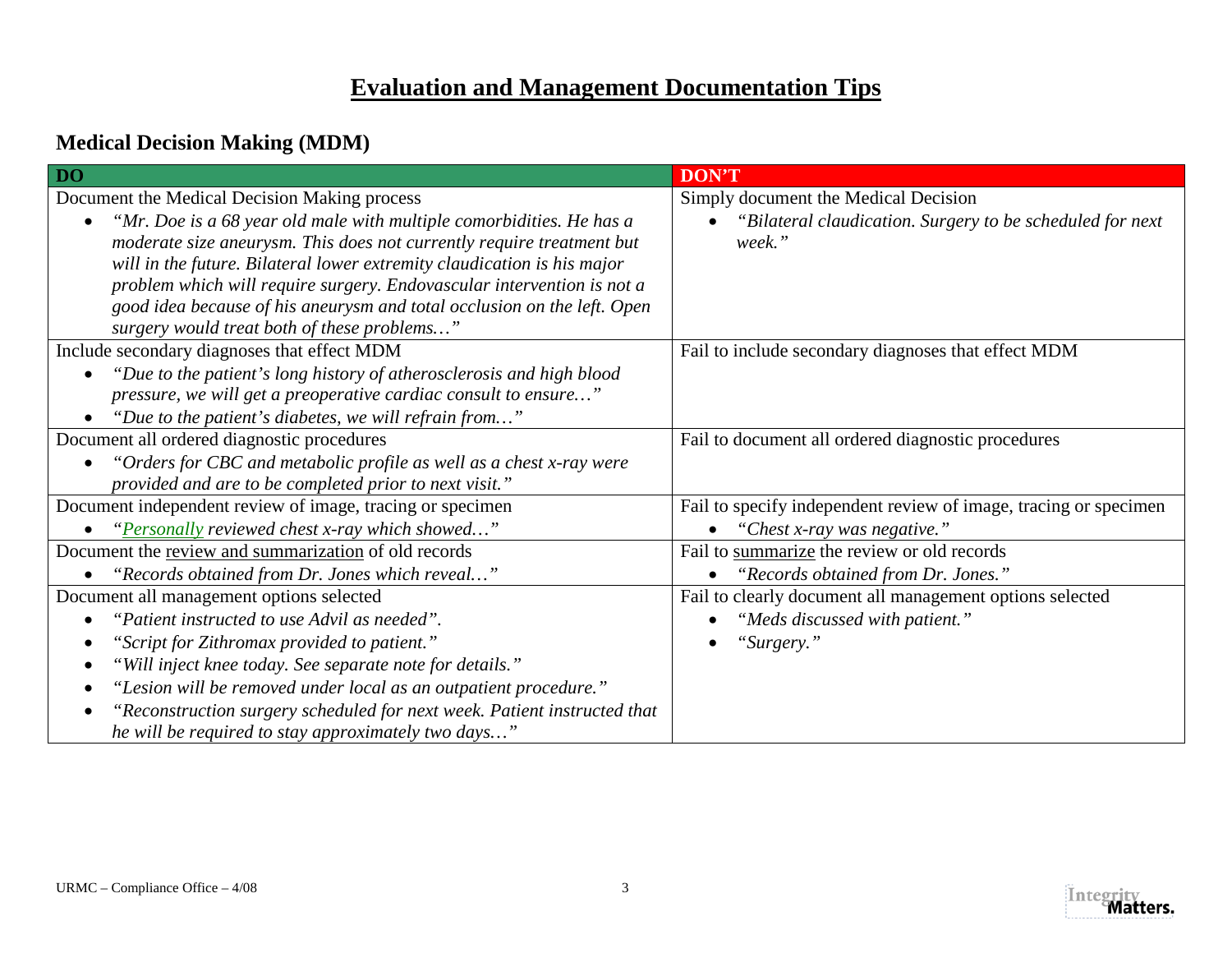# Evaluation and Management Documentation Tips

## Medical Decision Making (MDM)

| DO | DON'T |
|---|---|
| Document the Medical Decision Making process<br>• *"Mr. Doe is a 68 year old male with multiple comorbidities. He has a moderate size aneurysm. This does not currently require treatment but will in the future. Bilateral lower extremity claudication is his major problem which will require surgery. Endovascular intervention is not a good idea because of his aneurysm and total occlusion on the left. Open surgery would treat both of these problems…"* | Simply document the Medical Decision<br>• *"Bilateral claudication. Surgery to be scheduled for next week."* |
| Include secondary diagnoses that effect MDM<br>• *"Due to the patient's long history of atherosclerosis and high blood pressure, we will get a preoperative cardiac consult to ensure…"*<br>• *"Due to the patient's diabetes, we will refrain from…"* | Fail to include secondary diagnoses that effect MDM |
| Document all ordered diagnostic procedures<br>• *"Orders for CBC and metabolic profile as well as a chest x-ray were provided and are to be completed prior to next visit."* | Fail to document all ordered diagnostic procedures |
| Document independent review of image, tracing or specimen<br>• *"Personally reviewed chest x-ray which showed…"* | Fail to specify independent review of image, tracing or specimen<br>• *"Chest x-ray was negative."* |
| Document the review and summarization of old records<br>• *"Records obtained from Dr. Jones which reveal…"* | Fail to summarize the review or old records<br>• *"Records obtained from Dr. Jones."* |
| Document all management options selected<br>• *"Patient instructed to use Advil as needed".*<br>• *"Script for Zithromax provided to patient."*<br>• *"Will inject knee today. See separate note for details."*<br>• *"Lesion will be removed under local as an outpatient procedure."*<br>• *"Reconstruction surgery scheduled for next week. Patient instructed that he will be required to stay approximately two days…"* | Fail to clearly document all management options selected<br>• *"Meds discussed with patient."*<br>• *"Surgery."* |

URMC – Compliance Office – 4/08